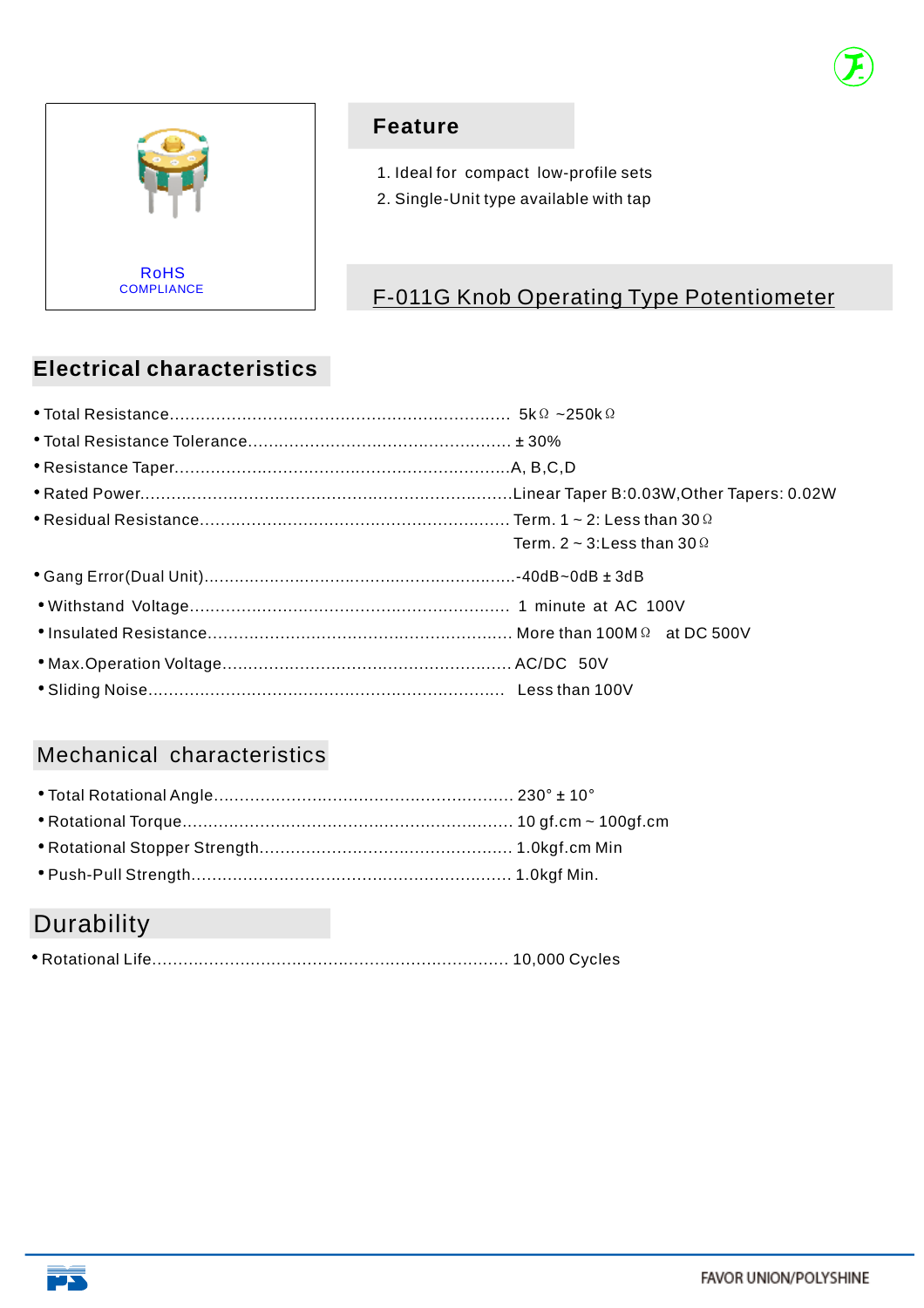RoHS
COMPLIANCE

## Feature

1. Ideal for compact low-profile sets
2. Single-Unit type available with tap

# F-011G Knob Operating Type Potentiometer

## Electrical characteristics

- Total Resistance.................................................................. 5kΩ ~250kΩ
- Total Resistance Tolerance.................................................. ± 30%
- Resistance Taper.................................................................A, B,C,D
- Rated Power.......................................................................Linear Taper B:0.03W,Other Tapers: 0.02W
- Residual Resistance........................................................... Term. 1 ~ 2: Less than 30Ω
  Term. 2 ~ 3:Less than 30Ω
- Gang Error(Dual Unit)...........................................................-40dB~0dB ± 3dB
- Withstand Voltage............................................................. 1 minute at AC 100V
- Insulated Resistance.......................................................... More than 100MΩ at DC 500V
- Max.Operation Voltage...................................................... AC/DC 50V
- Sliding Noise..................................................................... Less than 100V

## Mechanical characteristics

- Total Rotational Angle......................................................... 230° ± 10°
- Rotational Torque............................................................... 10 gf.cm ~ 100gf.cm
- Rotational Stopper Strength................................................ 1.0kgf.cm Min
- Push-Pull Strength............................................................. 1.0kgf Min.

## Durability

- Rotational Life.................................................................... 10,000 Cycles

FAVOR UNION/POLYSHINE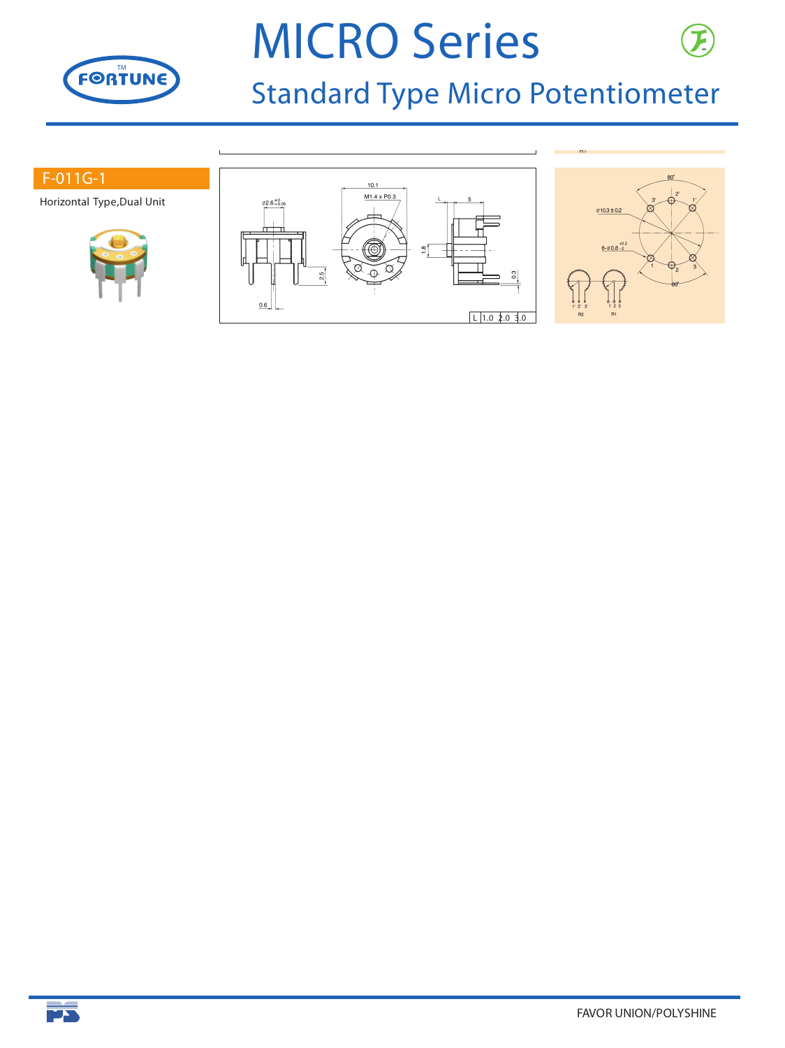# MICRO Series

## Standard Type Micro Potentiometer

### F-011G-1

Horizontal Type,Dual Unit

| L | 1.0 | 2.0 | 3.0 |
|---|---|---|---|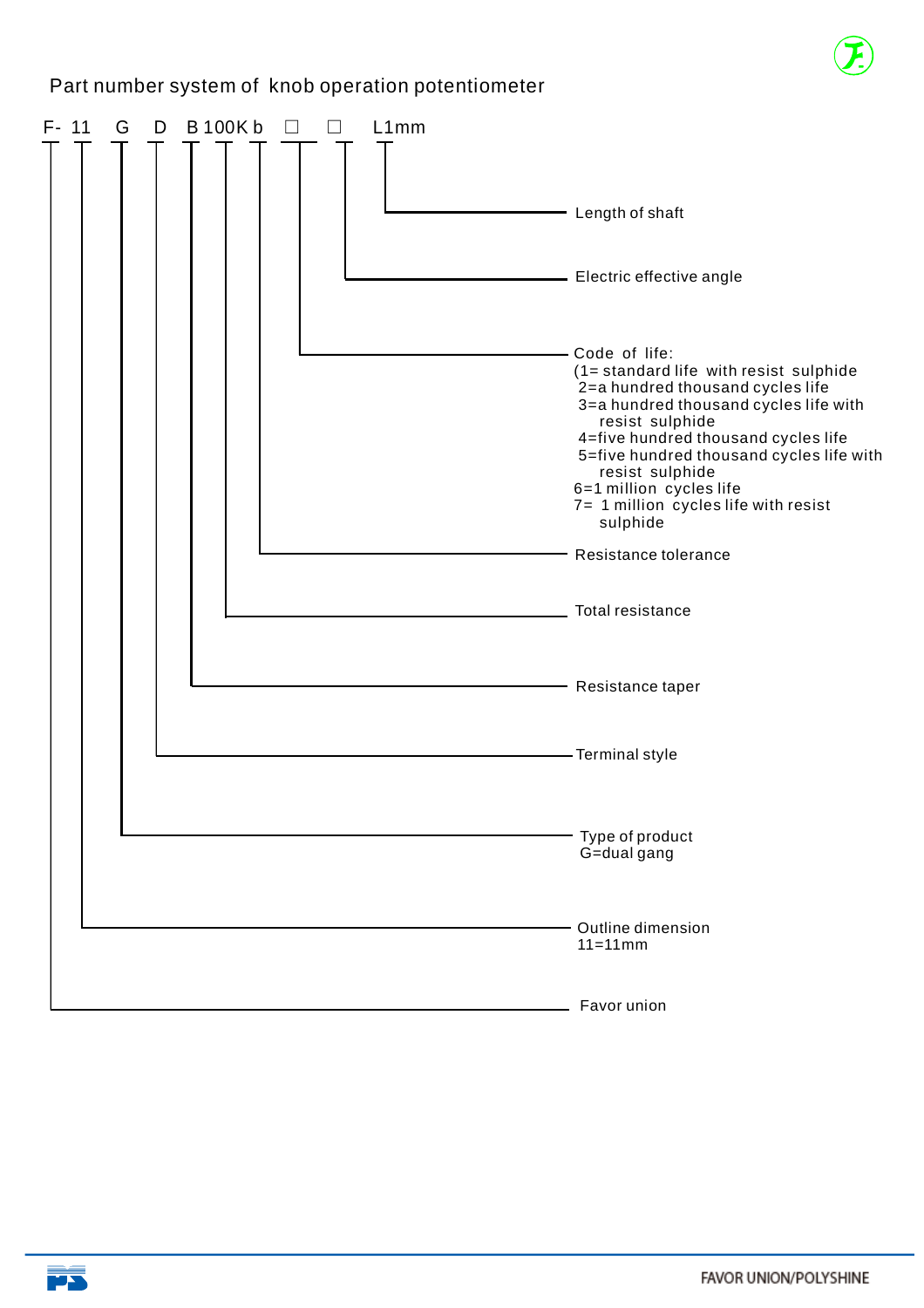Part number system of knob operation potentiometer

F- 11 G D B 100K b □ □ L1mm

- L1mm: Length of shaft
- □ (second): Electric effective angle
- □ (first): Code of life:
  (1= standard life with resist sulphide
  2=a hundred thousand cycles life
  3=a hundred thousand cycles life with resist sulphide
  4=five hundred thousand cycles life
  5=five hundred thousand cycles life with resist sulphide
  6=1 million cycles life
  7= 1 million cycles life with resist sulphide
- b: Resistance tolerance
- 100K: Total resistance
- B: Resistance taper
- D: Terminal style
- G: Type of product
  G=dual gang
- 11: Outline dimension
  11=11mm
- F-: Favor union